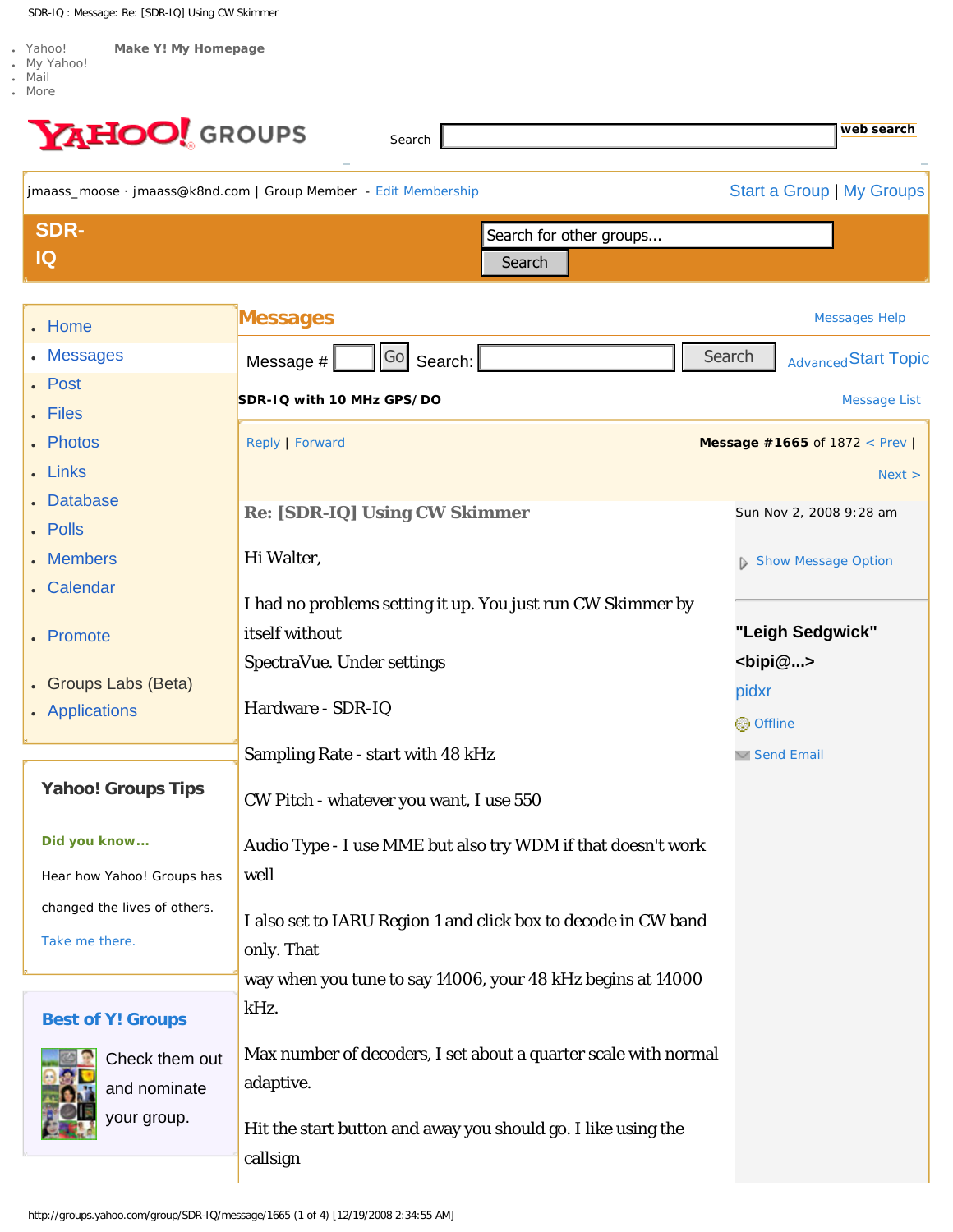- Yahoo!
- My Yahoo!
- Mail
- More

**Make Y! My Homepage**

YAHOO! GROUPS

Search [web search]

jmaass_moose · jmaass@k8nd.com | Group Member - Edit Membership

Start a Group | My Groups

## SDR-IQ

Search for other groups... Search

- Home
- Messages
- Post
- Files
- Photos
- Links
- Database
- Polls
- Members
- Calendar
- Promote
- Groups Labs (Beta)
- Applications

**Yahoo! Groups Tips**

**Did you know...**

Hear how Yahoo! Groups has changed the lives of others.

Take me there.

**Best of Y! Groups**

Check them out and nominate your group.

## Messages

Messages Help

Message # Go Search: Search Advanced Start Topic

**SDR-IQ with 10 MHz GPS/DO**

Message List

Reply | Forward

**Message #1665** of 1872 < Prev | Next >

### Re: [SDR-IQ] Using CW Skimmer

Sun Nov 2, 2008 9:28 am

Show Message Option

**"Leigh Sedgwick" <bipi@...>**

pidxr

Offline

Send Email

Hi Walter,

I had no problems setting it up. You just run CW Skimmer by itself without
SpectraVue. Under settings

Hardware - SDR-IQ

Sampling Rate - start with 48 kHz

CW Pitch - whatever you want, I use 550

Audio Type - I use MME but also try WDM if that doesn't work well

I also set to IARU Region 1 and click box to decode in CW band only. That
way when you tune to say 14006, your 48 kHz begins at 14000 kHz.

Max number of decoders, I set about a quarter scale with normal adaptive.

Hit the start button and away you should go. I like using the callsign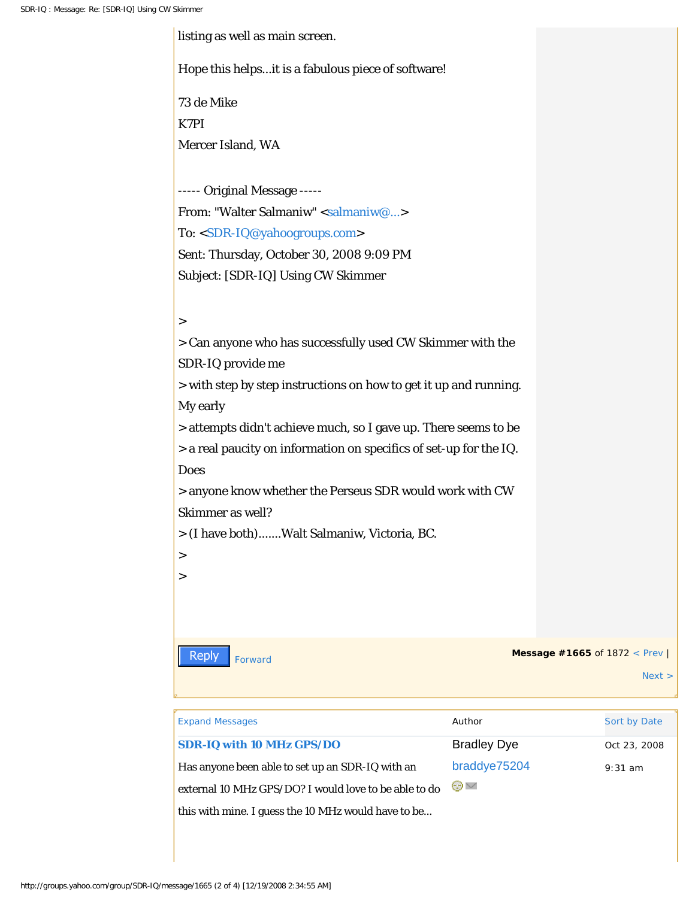listing as well as main screen.

Hope this helps...it is a fabulous piece of software!

73 de Mike

K7PI

Mercer Island, WA

----- Original Message -----

From: "Walter Salmaniw" <salmaniw@...>

To: <SDR-IQ@yahoogroups.com>

Sent: Thursday, October 30, 2008 9:09 PM

Subject: [SDR-IQ] Using CW Skimmer

>
> Can anyone who has successfully used CW Skimmer with the SDR-IQ provide me
> with step by step instructions on how to get it up and running. My early
> attempts didn't achieve much, so I gave up. There seems to be
> a real paucity on information on specifics of set-up for the IQ. Does
> anyone know whether the Perseus SDR would work with CW Skimmer as well?
> (I have both).......Walt Salmaniw, Victoria, BC.
>
>

Reply Forward

**Message #1665** of 1872 < Prev | Next >

| Expand Messages | Author | Sort by Date |
|---|---|---|
| **SDR-IQ with 10 MHz GPS/DO** Has anyone been able to set up an SDR-IQ with an external 10 MHz GPS/DO? I would love to be able to do this with mine. I guess the 10 MHz would have to be... | Bradley Dye braddye75204 | Oct 23, 2008 9:31 am |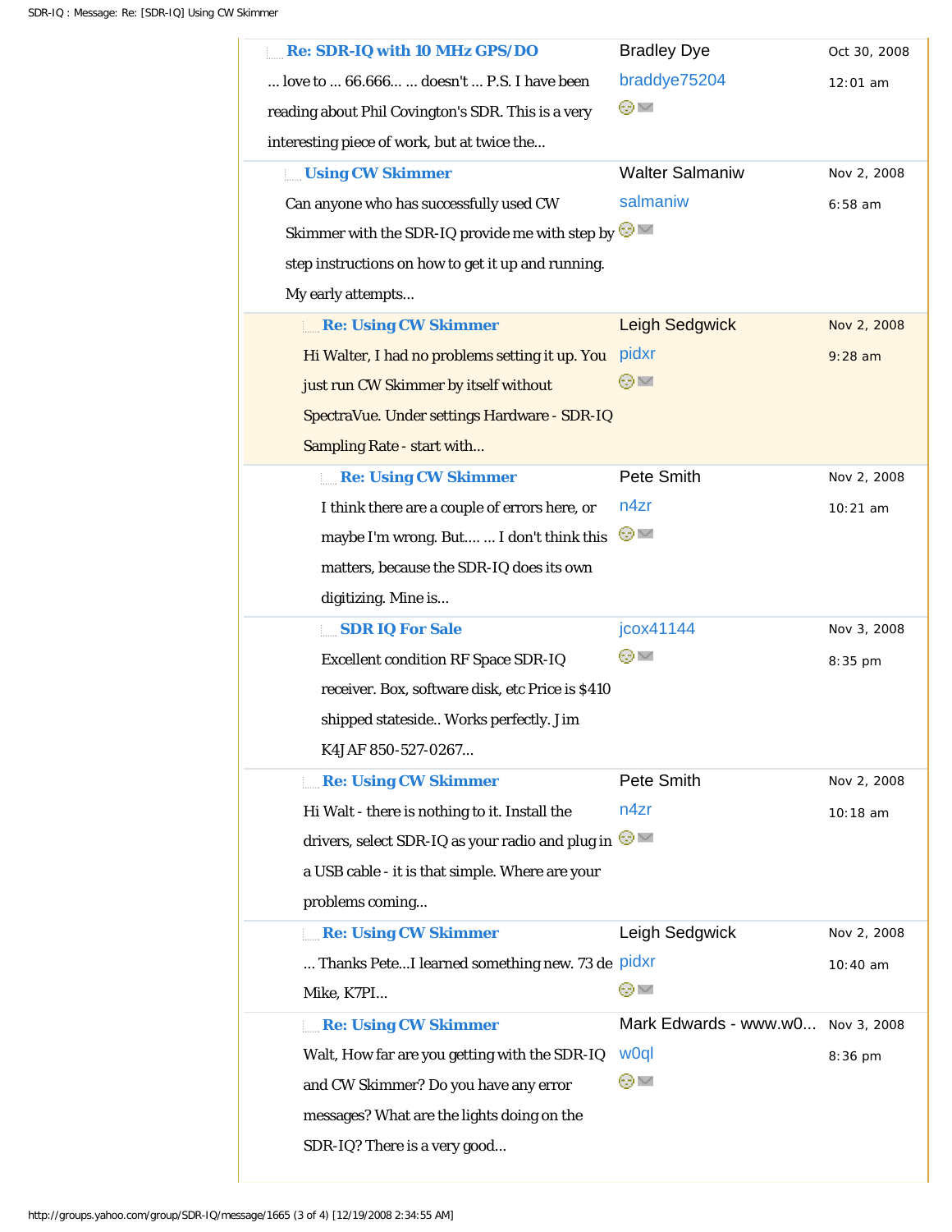| Message | Author | Date |
|---|---|---|
| **Re: SDR-IQ with 10 MHz GPS/DO** ... love to ... 66.666... ... doesn't ... P.S. I have been reading about Phil Covington's SDR. This is a very interesting piece of work, but at twice the... | Bradley Dye braddye75204 | Oct 30, 2008 12:01 am |
| **Using CW Skimmer** Can anyone who has successfully used CW Skimmer with the SDR-IQ provide me with step by step instructions on how to get it up and running. My early attempts... | Walter Salmaniw salmaniw | Nov 2, 2008 6:58 am |
| **Re: Using CW Skimmer** Hi Walter, I had no problems setting it up. You just run CW Skimmer by itself without SpectraVue. Under settings Hardware - SDR-IQ Sampling Rate - start with... | Leigh Sedgwick pidxr | Nov 2, 2008 9:28 am |
| **Re: Using CW Skimmer** I think there are a couple of errors here, or maybe I'm wrong. But.... ... I don't think this matters, because the SDR-IQ does its own digitizing. Mine is... | Pete Smith n4zr | Nov 2, 2008 10:21 am |
| **SDR IQ For Sale** Excellent condition RF Space SDR-IQ receiver. Box, software disk, etc Price is $410 shipped stateside.. Works perfectly. Jim K4JAF 850-527-0267... | jcox41144 | Nov 3, 2008 8:35 pm |
| **Re: Using CW Skimmer** Hi Walt - there is nothing to it. Install the drivers, select SDR-IQ as your radio and plug in a USB cable - it is that simple. Where are your problems coming... | Pete Smith n4zr | Nov 2, 2008 10:18 am |
| **Re: Using CW Skimmer** ... Thanks Pete...I learned something new. 73 de Mike, K7PI... | Leigh Sedgwick pidxr | Nov 2, 2008 10:40 am |
| **Re: Using CW Skimmer** Walt, How far are you getting with the SDR-IQ and CW Skimmer? Do you have any error messages? What are the lights doing on the SDR-IQ? There is a very good... | Mark Edwards - www.w0... w0ql | Nov 3, 2008 8:36 pm |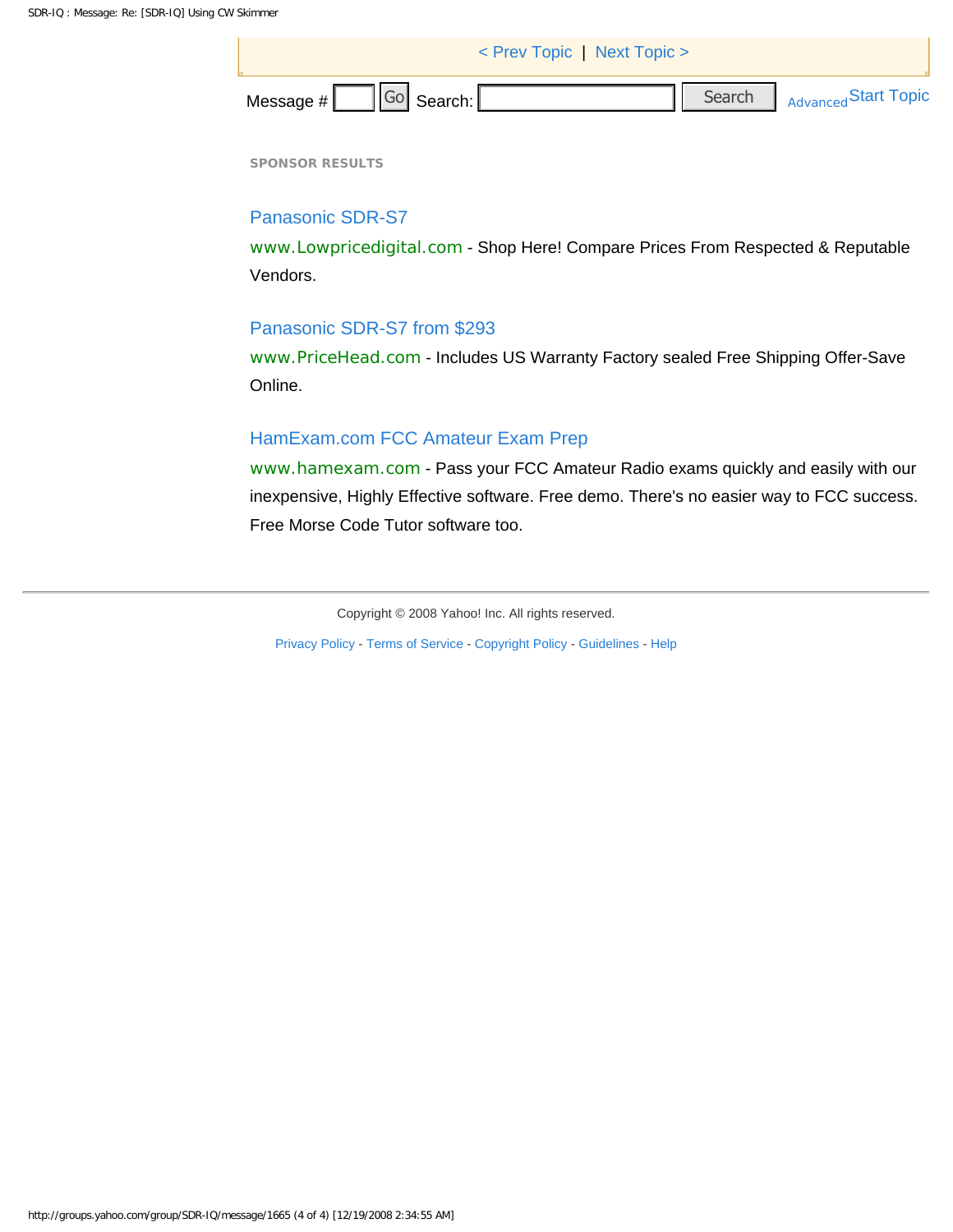< Prev Topic | Next Topic >

Message # [ ] Go Search: [ ] Search Advanced Start Topic

**SPONSOR RESULTS**

Panasonic SDR-S7

www.Lowpricedigital.com - Shop Here! Compare Prices From Respected & Reputable Vendors.

Panasonic SDR-S7 from $293

www.PriceHead.com - Includes US Warranty Factory sealed Free Shipping Offer-Save Online.

HamExam.com FCC Amateur Exam Prep

www.hamexam.com - Pass your FCC Amateur Radio exams quickly and easily with our inexpensive, Highly Effective software. Free demo. There's no easier way to FCC success. Free Morse Code Tutor software too.

---

Copyright © 2008 Yahoo! Inc. All rights reserved.

Privacy Policy - Terms of Service - Copyright Policy - Guidelines - Help